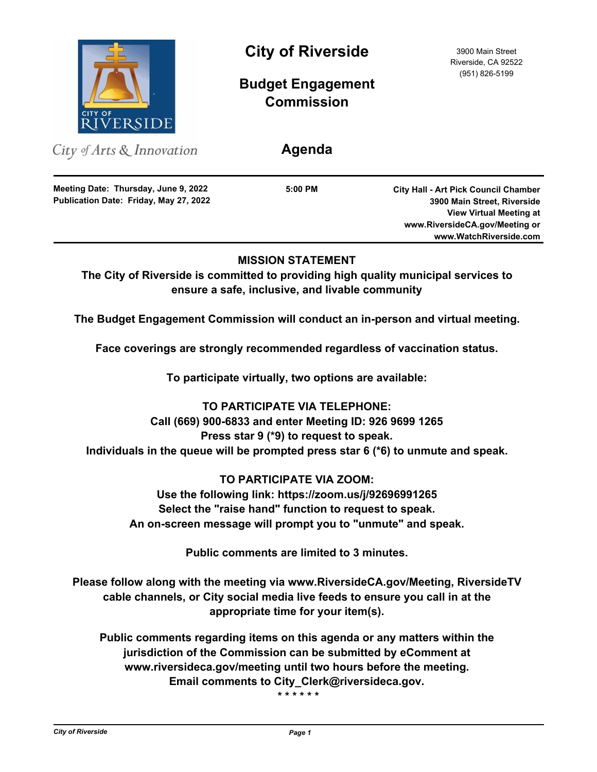# City of Riverside

3900 Main Street
Riverside, CA 92522
(951) 826-5199

CITY OF RIVERSIDE

*City of Arts & Innovation*

## Budget Engagement Commission

## Agenda

**Meeting Date: Thursday, June 9, 2022**
**Publication Date: Friday, May 27, 2022**

**5:00 PM**

**City Hall - Art Pick Council Chamber**
**3900 Main Street, Riverside**
**View Virtual Meeting at**
**www.RiversideCA.gov/Meeting or**
**www.WatchRiverside.com**

---

**MISSION STATEMENT**

**The City of Riverside is committed to providing high quality municipal services to ensure a safe, inclusive, and livable community**

**The Budget Engagement Commission will conduct an in-person and virtual meeting.**

**Face coverings are strongly recommended regardless of vaccination status.**

**To participate virtually, two options are available:**

**TO PARTICIPATE VIA TELEPHONE:**
**Call (669) 900-6833 and enter Meeting ID: 926 9699 1265**
**Press star 9 (*9) to request to speak.**
**Individuals in the queue will be prompted press star 6 (*6) to unmute and speak.**

**TO PARTICIPATE VIA ZOOM:**
**Use the following link: https://zoom.us/j/92696991265**
**Select the "raise hand" function to request to speak.**
**An on-screen message will prompt you to "unmute" and speak.**

**Public comments are limited to 3 minutes.**

**Please follow along with the meeting via www.RiversideCA.gov/Meeting, RiversideTV cable channels, or City social media live feeds to ensure you call in at the appropriate time for your item(s).**

**Public comments regarding items on this agenda or any matters within the jurisdiction of the Commission can be submitted by eComment at www.riversideca.gov/meeting until two hours before the meeting. Email comments to City_Clerk@riversideca.gov.**

\* \* \* \* \* \*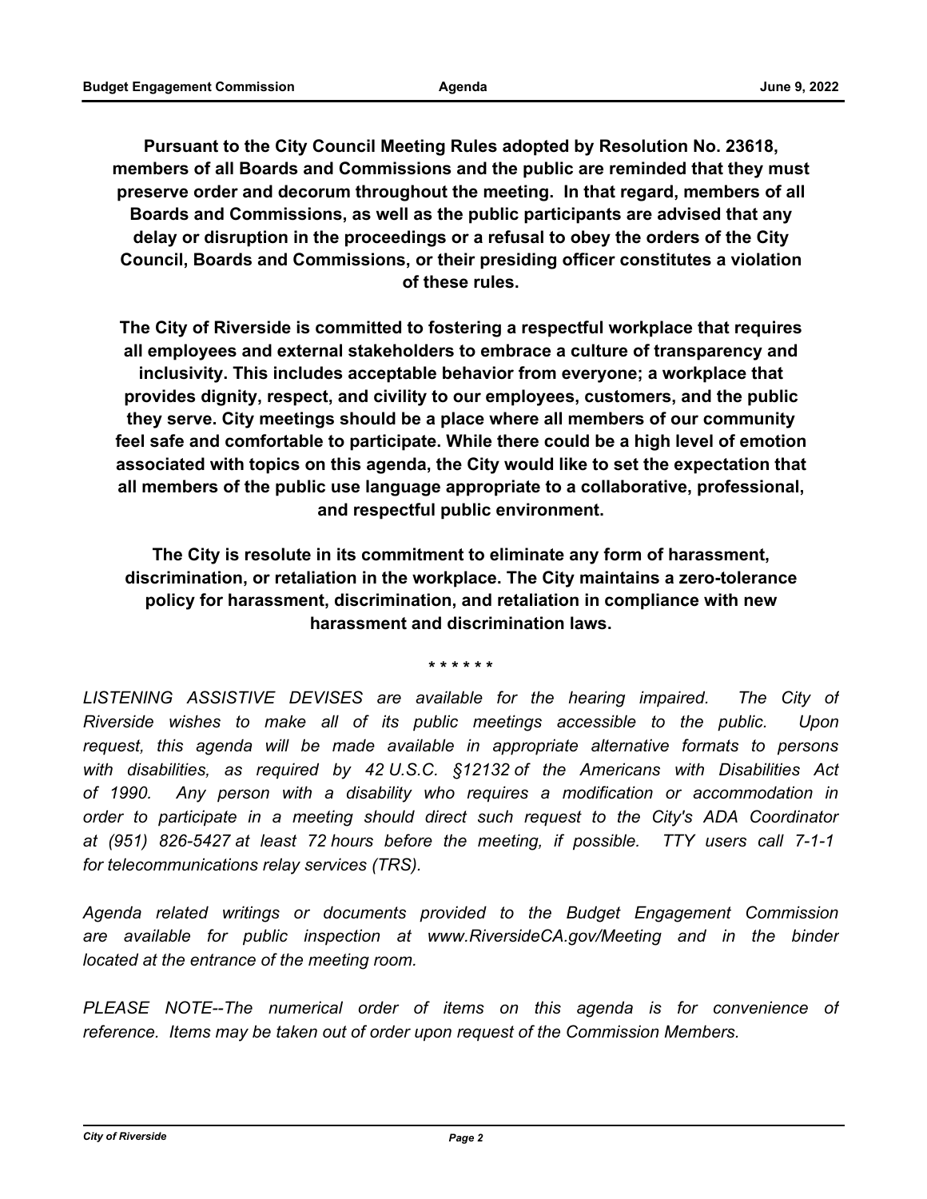**Pursuant to the City Council Meeting Rules adopted by Resolution No. 23618, members of all Boards and Commissions and the public are reminded that they must preserve order and decorum throughout the meeting. In that regard, members of all Boards and Commissions, as well as the public participants are advised that any delay or disruption in the proceedings or a refusal to obey the orders of the City Council, Boards and Commissions, or their presiding officer constitutes a violation of these rules.**

**The City of Riverside is committed to fostering a respectful workplace that requires all employees and external stakeholders to embrace a culture of transparency and inclusivity. This includes acceptable behavior from everyone; a workplace that provides dignity, respect, and civility to our employees, customers, and the public they serve. City meetings should be a place where all members of our community feel safe and comfortable to participate. While there could be a high level of emotion associated with topics on this agenda, the City would like to set the expectation that all members of the public use language appropriate to a collaborative, professional, and respectful public environment.**

**The City is resolute in its commitment to eliminate any form of harassment, discrimination, or retaliation in the workplace. The City maintains a zero-tolerance policy for harassment, discrimination, and retaliation in compliance with new harassment and discrimination laws.**

**\* \* \* \* \* \***

*LISTENING ASSISTIVE DEVISES are available for the hearing impaired. The City of Riverside wishes to make all of its public meetings accessible to the public. Upon request, this agenda will be made available in appropriate alternative formats to persons with disabilities, as required by 42 U.S.C. §12132 of the Americans with Disabilities Act of 1990. Any person with a disability who requires a modification or accommodation in order to participate in a meeting should direct such request to the City's ADA Coordinator at (951) 826-5427 at least 72 hours before the meeting, if possible. TTY users call 7-1-1 for telecommunications relay services (TRS).*

*Agenda related writings or documents provided to the Budget Engagement Commission are available for public inspection at www.RiversideCA.gov/Meeting and in the binder located at the entrance of the meeting room.*

*PLEASE NOTE--The numerical order of items on this agenda is for convenience of reference. Items may be taken out of order upon request of the Commission Members.*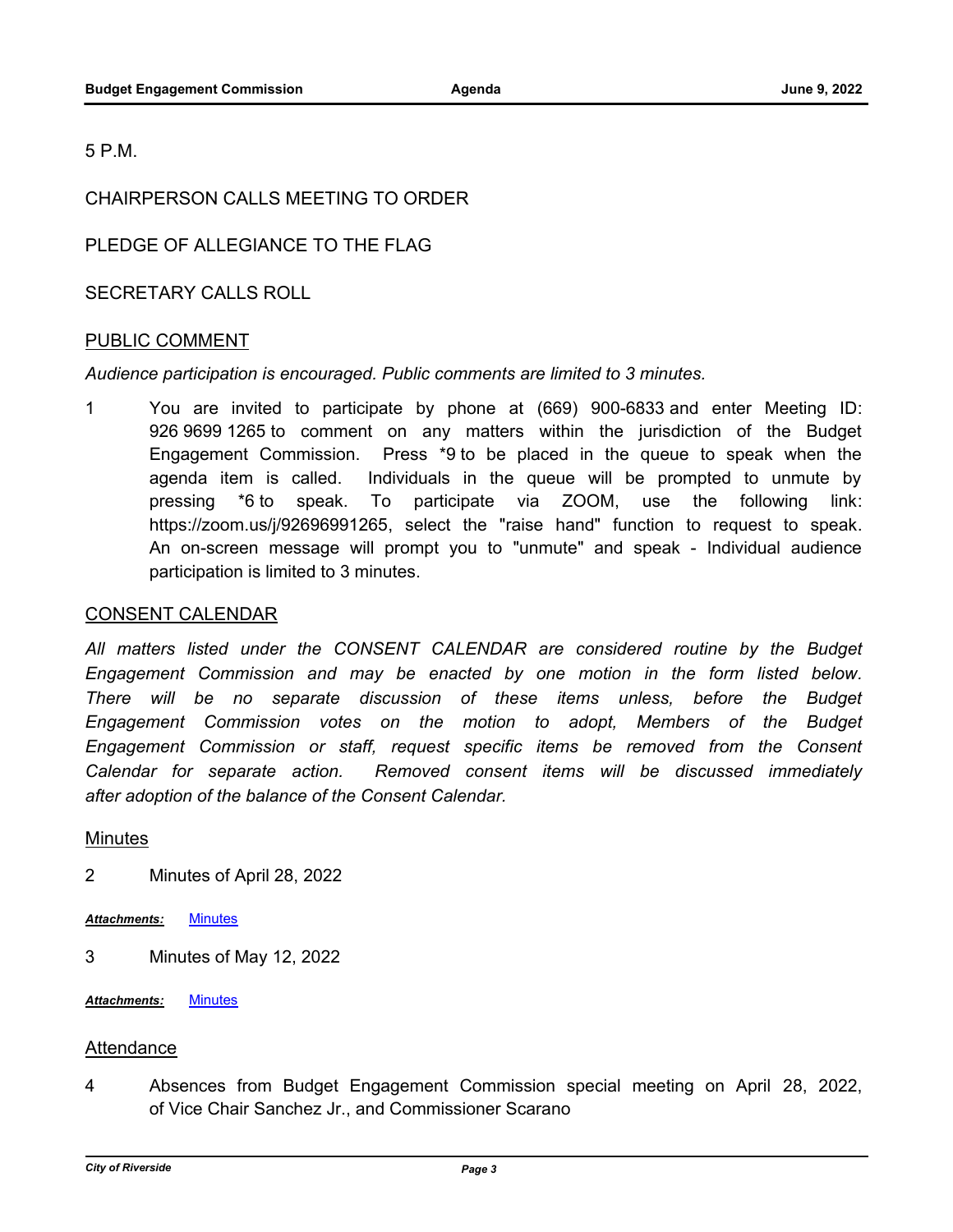5 P.M.

CHAIRPERSON CALLS MEETING TO ORDER

PLEDGE OF ALLEGIANCE TO THE FLAG

SECRETARY CALLS ROLL

## PUBLIC COMMENT

*Audience participation is encouraged. Public comments are limited to 3 minutes.*

1 You are invited to participate by phone at (669) 900-6833 and enter Meeting ID: 926 9699 1265 to comment on any matters within the jurisdiction of the Budget Engagement Commission. Press *9 to be placed in the queue to speak when the agenda item is called. Individuals in the queue will be prompted to unmute by pressing *6 to speak. To participate via ZOOM, use the following link: https://zoom.us/j/92696991265, select the "raise hand" function to request to speak. An on-screen message will prompt you to "unmute" and speak - Individual audience participation is limited to 3 minutes.

## CONSENT CALENDAR

*All matters listed under the CONSENT CALENDAR are considered routine by the Budget Engagement Commission and may be enacted by one motion in the form listed below. There will be no separate discussion of these items unless, before the Budget Engagement Commission votes on the motion to adopt, Members of the Budget Engagement Commission or staff, request specific items be removed from the Consent Calendar for separate action. Removed consent items will be discussed immediately after adoption of the balance of the Consent Calendar.*

### Minutes

2 Minutes of April 28, 2022

***Attachments:*** Minutes

3 Minutes of May 12, 2022

***Attachments:*** Minutes

### Attendance

4 Absences from Budget Engagement Commission special meeting on April 28, 2022, of Vice Chair Sanchez Jr., and Commissioner Scarano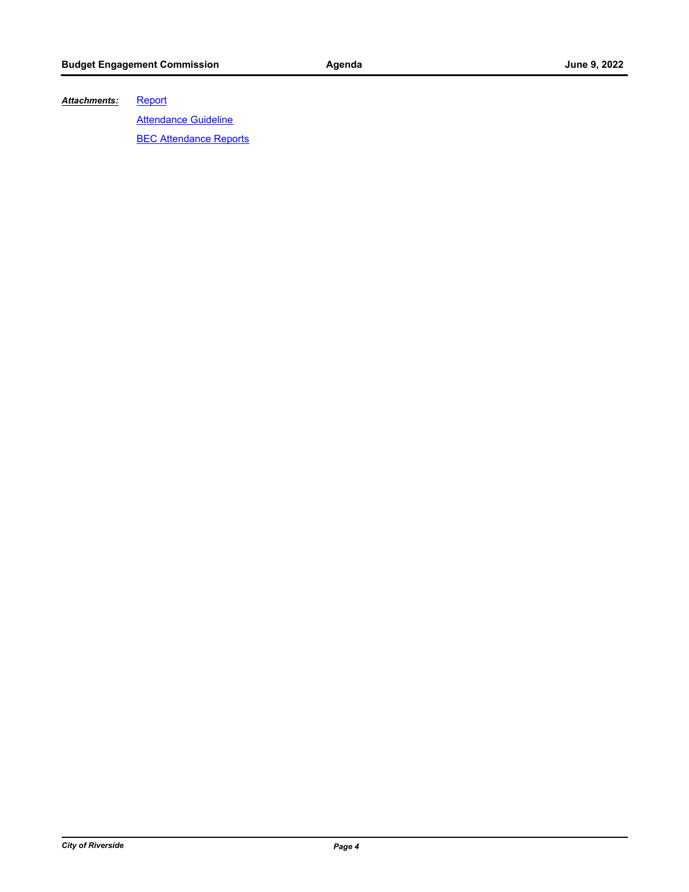***Attachments:*** Report

Attendance Guideline

BEC Attendance Reports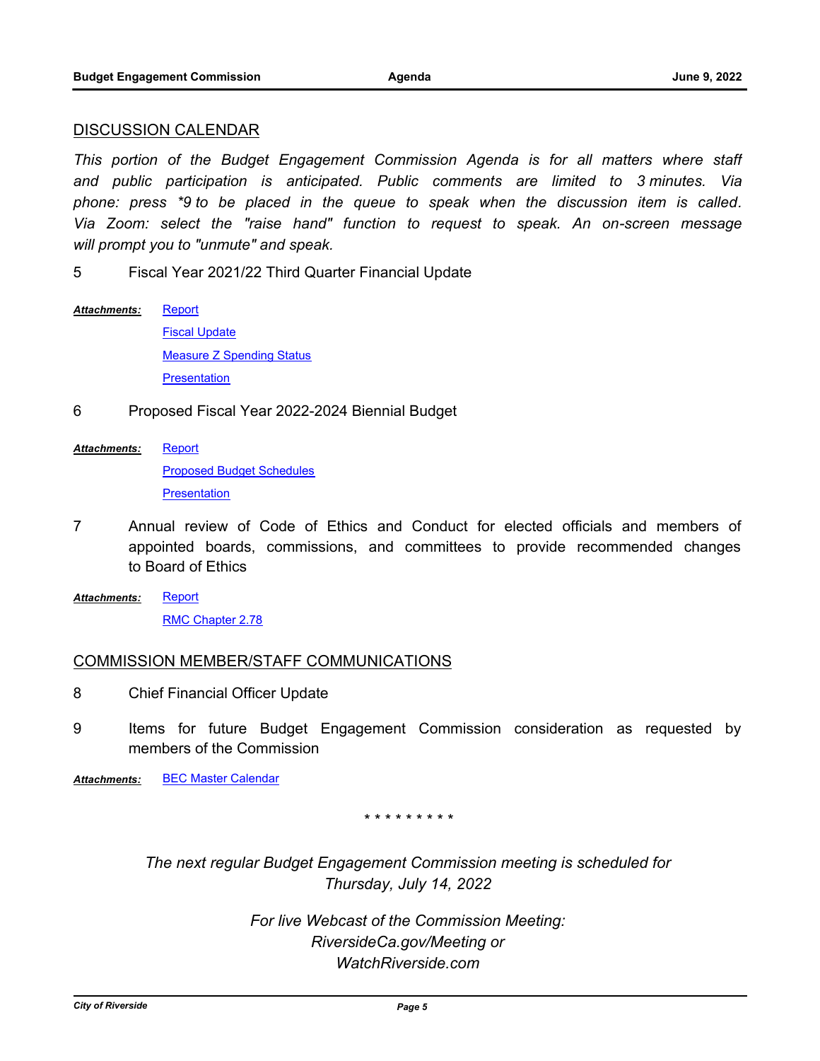## DISCUSSION CALENDAR

*This portion of the Budget Engagement Commission Agenda is for all matters where staff and public participation is anticipated. Public comments are limited to 3 minutes. Via phone: press *9 to be placed in the queue to speak when the discussion item is called. Via Zoom: select the "raise hand" function to request to speak. An on-screen message will prompt you to "unmute" and speak.*

5 Fiscal Year 2021/22 Third Quarter Financial Update

***Attachments:*** Report
Fiscal Update
Measure Z Spending Status
Presentation

6 Proposed Fiscal Year 2022-2024 Biennial Budget

***Attachments:*** Report
Proposed Budget Schedules
Presentation

7 Annual review of Code of Ethics and Conduct for elected officials and members of appointed boards, commissions, and committees to provide recommended changes to Board of Ethics

***Attachments:*** Report
RMC Chapter 2.78

## COMMISSION MEMBER/STAFF COMMUNICATIONS

8 Chief Financial Officer Update

9 Items for future Budget Engagement Commission consideration as requested by members of the Commission

***Attachments:*** BEC Master Calendar

\* \* \* \* \* \* \* \* \*

*The next regular Budget Engagement Commission meeting is scheduled for Thursday, July 14, 2022*

*For live Webcast of the Commission Meeting: RiversideCa.gov/Meeting or WatchRiverside.com*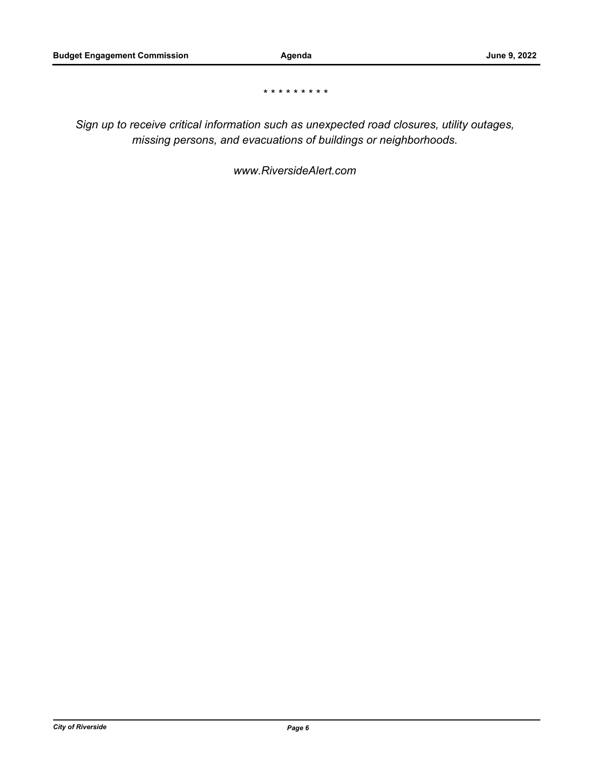\* \* \* \* \* \* \* \* \*

*Sign up to receive critical information such as unexpected road closures, utility outages, missing persons, and evacuations of buildings or neighborhoods.*

*www.RiversideAlert.com*